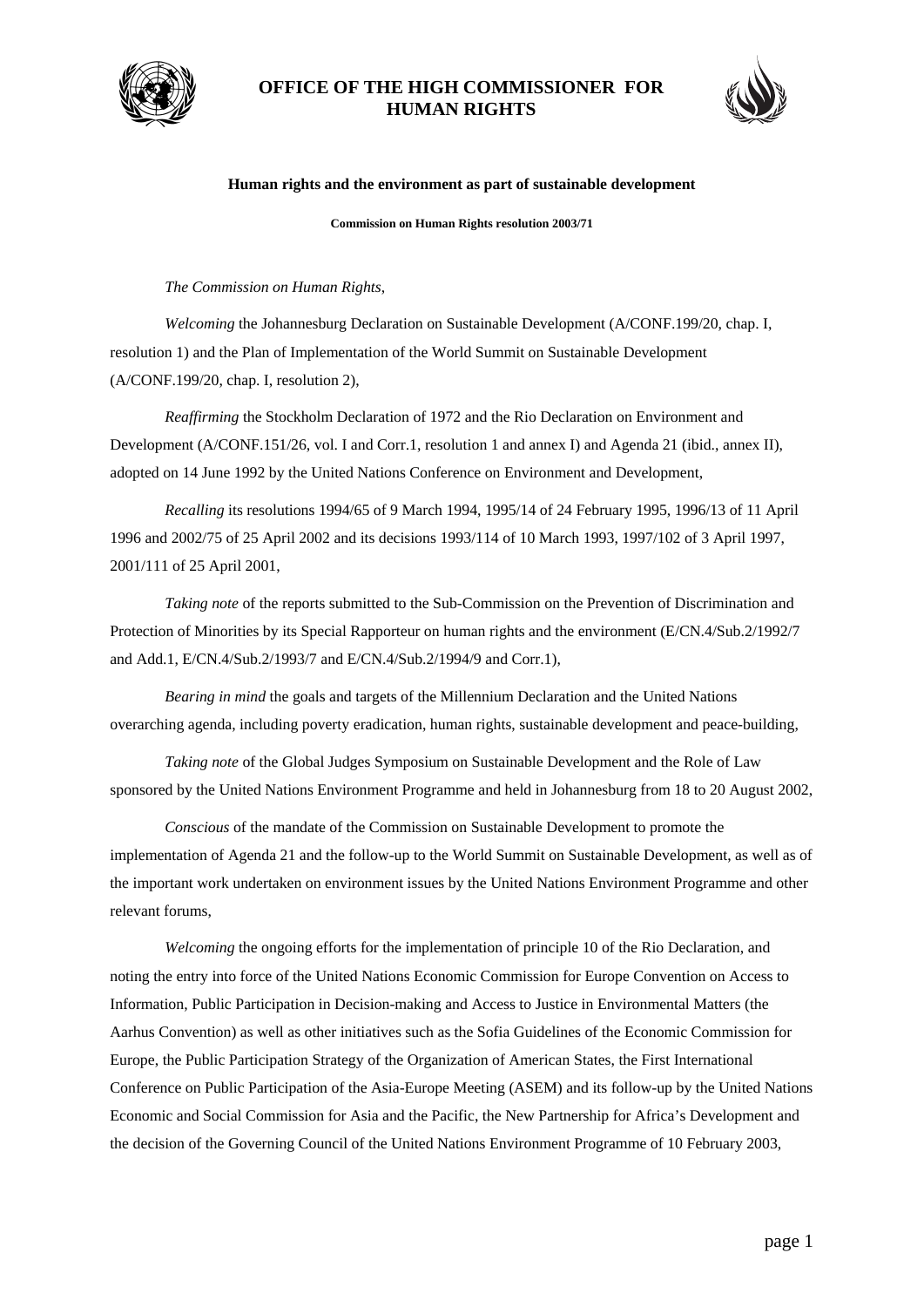# OFFICE OF THE HIGH COMMISSIONER FOR HUMAN RIGHTS

## Human rights and the environment as part of sustainable development

**Commission on Human Rights resolution 2003/71**

*The Commission on Human Rights*,

*Welcoming* the Johannesburg Declaration on Sustainable Development (A/CONF.199/20, chap. I, resolution 1) and the Plan of Implementation of the World Summit on Sustainable Development (A/CONF.199/20, chap. I, resolution 2),

*Reaffirming* the Stockholm Declaration of 1972 and the Rio Declaration on Environment and Development (A/CONF.151/26, vol. I and Corr.1, resolution 1 and annex I) and Agenda 21 (ibid., annex II), adopted on 14 June 1992 by the United Nations Conference on Environment and Development,

*Recalling* its resolutions 1994/65 of 9 March 1994, 1995/14 of 24 February 1995, 1996/13 of 11 April 1996 and 2002/75 of 25 April 2002 and its decisions 1993/114 of 10 March 1993, 1997/102 of 3 April 1997, 2001/111 of 25 April 2001,

*Taking note* of the reports submitted to the Sub-Commission on the Prevention of Discrimination and Protection of Minorities by its Special Rapporteur on human rights and the environment (E/CN.4/Sub.2/1992/7 and Add.1, E/CN.4/Sub.2/1993/7 and E/CN.4/Sub.2/1994/9 and Corr.1),

*Bearing in mind* the goals and targets of the Millennium Declaration and the United Nations overarching agenda, including poverty eradication, human rights, sustainable development and peace-building,

*Taking note* of the Global Judges Symposium on Sustainable Development and the Role of Law sponsored by the United Nations Environment Programme and held in Johannesburg from 18 to 20 August 2002,

*Conscious* of the mandate of the Commission on Sustainable Development to promote the implementation of Agenda 21 and the follow-up to the World Summit on Sustainable Development, as well as of the important work undertaken on environment issues by the United Nations Environment Programme and other relevant forums,

*Welcoming* the ongoing efforts for the implementation of principle 10 of the Rio Declaration, and noting the entry into force of the United Nations Economic Commission for Europe Convention on Access to Information, Public Participation in Decision-making and Access to Justice in Environmental Matters (the Aarhus Convention) as well as other initiatives such as the Sofia Guidelines of the Economic Commission for Europe, the Public Participation Strategy of the Organization of American States, the First International Conference on Public Participation of the Asia-Europe Meeting (ASEM) and its follow-up by the United Nations Economic and Social Commission for Asia and the Pacific, the New Partnership for Africa's Development and the decision of the Governing Council of the United Nations Environment Programme of 10 February 2003,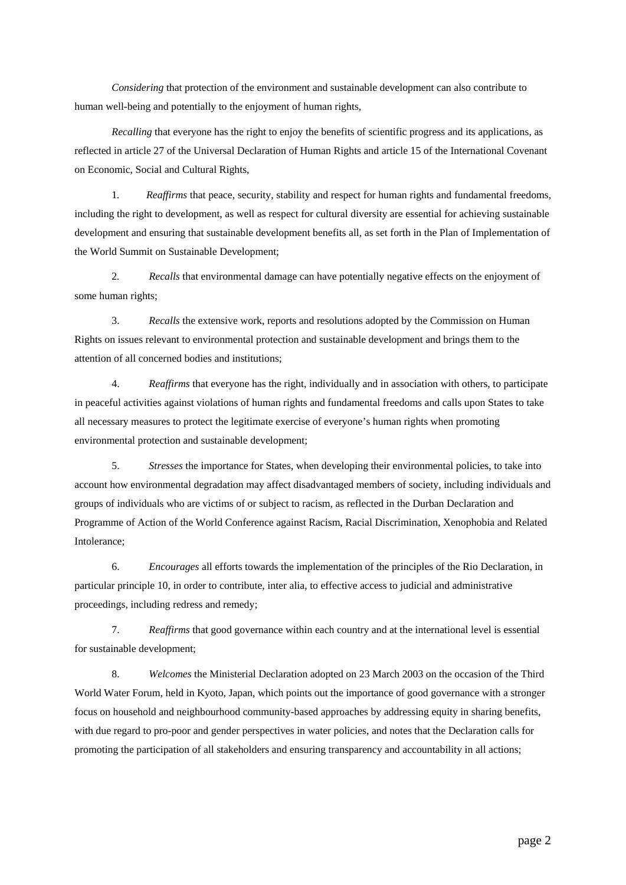*Considering* that protection of the environment and sustainable development can also contribute to human well-being and potentially to the enjoyment of human rights,

*Recalling* that everyone has the right to enjoy the benefits of scientific progress and its applications, as reflected in article 27 of the Universal Declaration of Human Rights and article 15 of the International Covenant on Economic, Social and Cultural Rights,

1. *Reaffirms* that peace, security, stability and respect for human rights and fundamental freedoms, including the right to development, as well as respect for cultural diversity are essential for achieving sustainable development and ensuring that sustainable development benefits all, as set forth in the Plan of Implementation of the World Summit on Sustainable Development;

2. *Recalls* that environmental damage can have potentially negative effects on the enjoyment of some human rights;

3. *Recalls* the extensive work, reports and resolutions adopted by the Commission on Human Rights on issues relevant to environmental protection and sustainable development and brings them to the attention of all concerned bodies and institutions;

4. *Reaffirms* that everyone has the right, individually and in association with others, to participate in peaceful activities against violations of human rights and fundamental freedoms and calls upon States to take all necessary measures to protect the legitimate exercise of everyone's human rights when promoting environmental protection and sustainable development;

5. *Stresses* the importance for States, when developing their environmental policies, to take into account how environmental degradation may affect disadvantaged members of society, including individuals and groups of individuals who are victims of or subject to racism, as reflected in the Durban Declaration and Programme of Action of the World Conference against Racism, Racial Discrimination, Xenophobia and Related Intolerance;

6. *Encourages* all efforts towards the implementation of the principles of the Rio Declaration, in particular principle 10, in order to contribute, inter alia, to effective access to judicial and administrative proceedings, including redress and remedy;

7. *Reaffirms* that good governance within each country and at the international level is essential for sustainable development;

8. *Welcomes* the Ministerial Declaration adopted on 23 March 2003 on the occasion of the Third World Water Forum, held in Kyoto, Japan, which points out the importance of good governance with a stronger focus on household and neighbourhood community-based approaches by addressing equity in sharing benefits, with due regard to pro-poor and gender perspectives in water policies, and notes that the Declaration calls for promoting the participation of all stakeholders and ensuring transparency and accountability in all actions;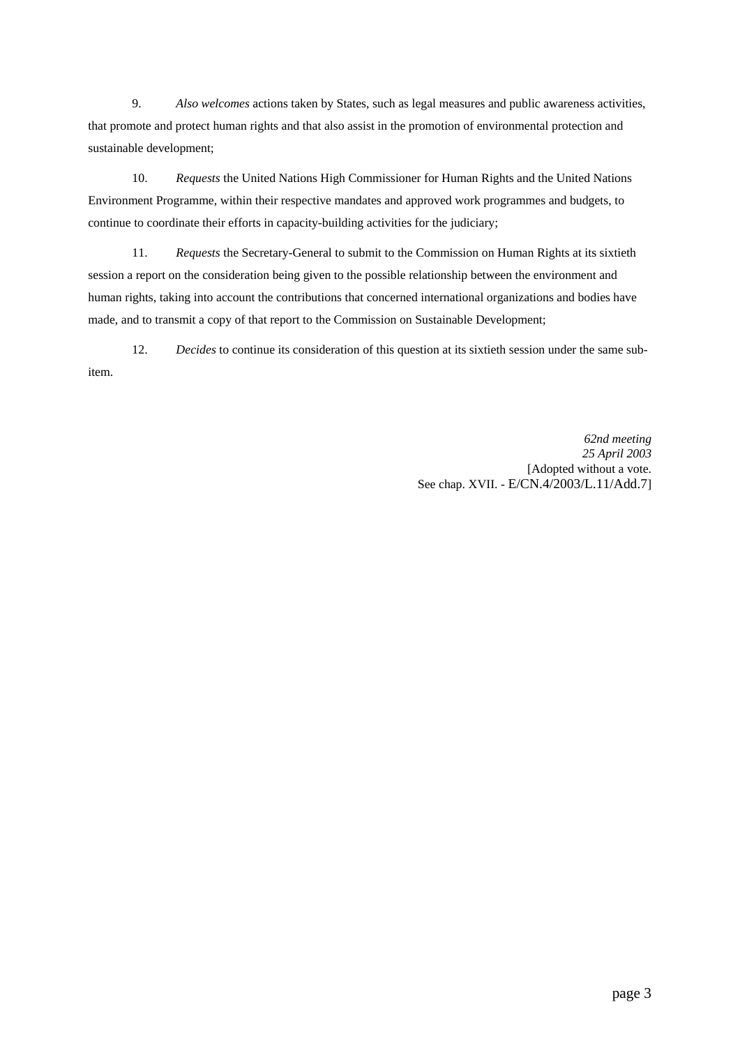9. *Also welcomes* actions taken by States, such as legal measures and public awareness activities, that promote and protect human rights and that also assist in the promotion of environmental protection and sustainable development;

10. *Requests* the United Nations High Commissioner for Human Rights and the United Nations Environment Programme, within their respective mandates and approved work programmes and budgets, to continue to coordinate their efforts in capacity-building activities for the judiciary;

11. *Requests* the Secretary-General to submit to the Commission on Human Rights at its sixtieth session a report on the consideration being given to the possible relationship between the environment and human rights, taking into account the contributions that concerned international organizations and bodies have made, and to transmit a copy of that report to the Commission on Sustainable Development;

12. *Decides* to continue its consideration of this question at its sixtieth session under the same sub-item.

*62nd meeting*
*25 April 2003*
[Adopted without a vote.
See chap. XVII. - E/CN.4/2003/L.11/Add.7]